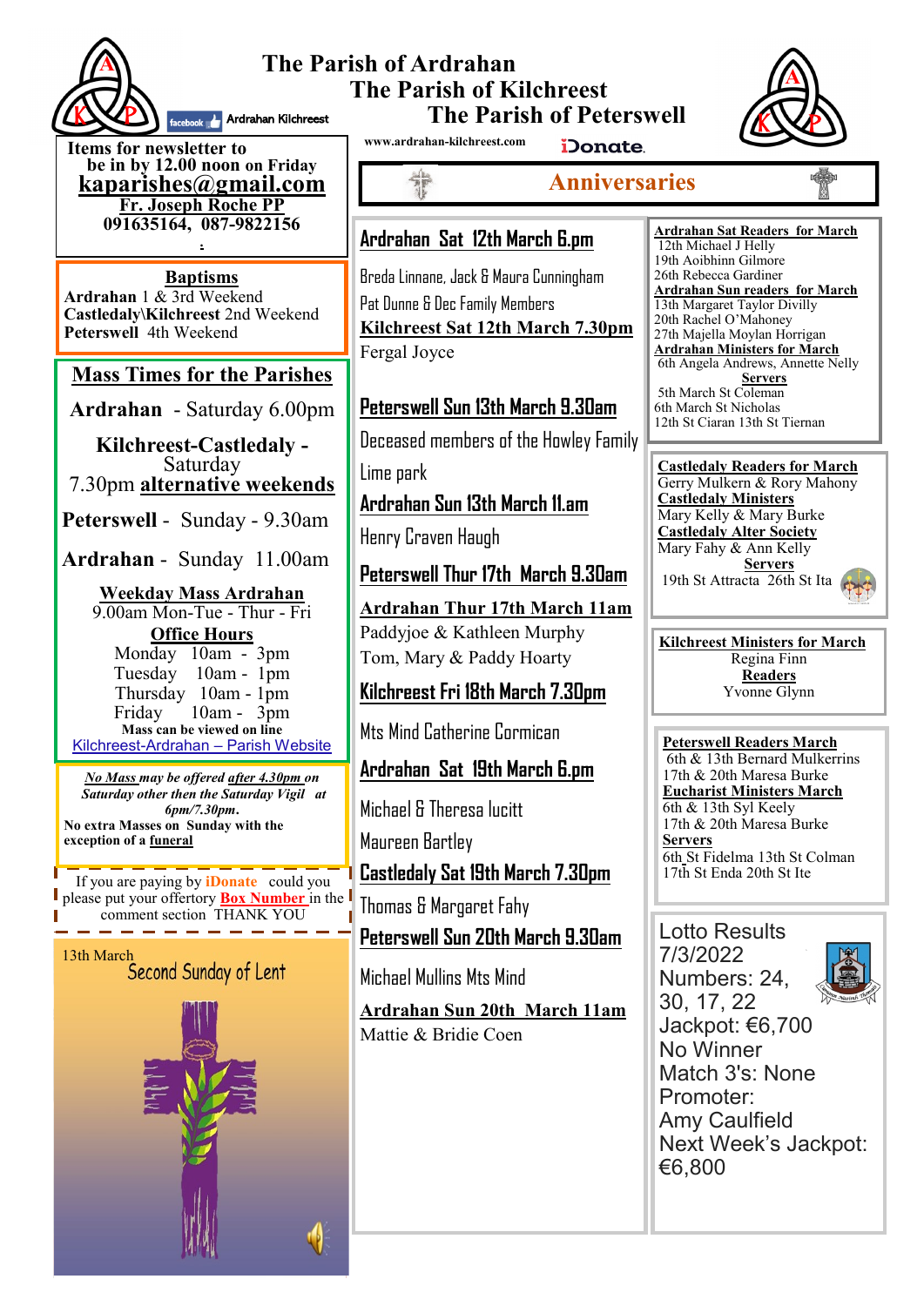# The Parish of Ardrahan
# The Parish of Kilchreest
# The Parish of Peterswell

Ardrahan Kilchreest

www.ardrahan-kilchreest.com

iDonate.

**Items for newsletter to be in by 12.00 noon on Friday**
**kaparishes@gmail.com**
**Fr. Joseph Roche PP**
**091635164, 087-9822156**

**Baptisms**
**Ardrahan** 1 & 3rd Weekend
**Castledaly\Kilchreest** 2nd Weekend
**Peterswell** 4th Weekend

## Mass Times for the Parishes

**Ardrahan** - Saturday 6.00pm

**Kilchreest-Castledaly** - Saturday 7.30pm **alternative weekends**

**Peterswell** - Sunday - 9.30am

**Ardrahan** - Sunday 11.00am

**Weekday Mass Ardrahan**
9.00am Mon-Tue - Thur - Fri

**Office Hours**
Monday 10am - 3pm
Tuesday 10am - 1pm
Thursday 10am - 1pm
Friday 10am - 3pm

**Mass can be viewed on line**
Kilchreest-Ardrahan – Parish Website

***No Mass may be offered after 4.30pm on Saturday other then the Saturday Vigil at 6pm/7.30pm.***
**No extra Masses on Sunday with the exception of a funeral**

If you are paying by **iDonate** could you please put your offertory **Box Number** in the comment section THANK YOU

13th March
Second Sunday of Lent

## Anniversaries

**Ardrahan Sat 12th March 6.pm**
Breda Linnane, Jack & Maura Cunningham
Pat Dunne & Dec Family Members

**Kilchreest Sat 12th March 7.30pm**
Fergal Joyce

**Peterswell Sun 13th March 9.30am**
Deceased members of the Howley Family Lime park

**Ardrahan Sun 13th March 11.am**
Henry Craven Haugh

**Peterswell Thur 17th March 9.30am**

**Ardrahan Thur 17th March 11am**
Paddyjoe & Kathleen Murphy
Tom, Mary & Paddy Hoarty

**Kilchreest Fri 18th March 7.30pm**
Mts Mind Catherine Cormican

**Ardrahan Sat 19th March 6.pm**
Michael & Theresa Iucitt
Maureen Bartley

**Castledaly Sat 19th March 7.30pm**
Thomas & Margaret Fahy

**Peterswell Sun 20th March 9.30am**
Michael Mullins Mts Mind

**Ardrahan Sun 20th March 11am**
Mattie & Bridie Coen

**Ardrahan Sat Readers for March**
12th Michael J Helly
19th Aoibhinn Gilmore
26th Rebecca Gardiner

**Ardrahan Sun readers for March**
13th Margaret Taylor Divilly
20th Rachel O'Mahoney
27th Majella Moylan Horrigan

**Ardrahan Ministers for March**
6th Angela Andrews, Annette Nelly

**Servers**
5th March St Coleman
6th March St Nicholas
12th St Ciaran 13th St Tiernan

**Castledaly Readers for March**
Gerry Mulkern & Rory Mahony

**Castledaly Ministers**
Mary Kelly & Mary Burke

**Castledaly Alter Society**
Mary Fahy & Ann Kelly

**Servers**
19th St Attracta 26th St Ita

**Kilchreest Ministers for March**
Regina Finn

**Readers**
Yvonne Glynn

**Peterswell Readers March**
6th & 13th Bernard Mulkerrins
17th & 20th Maresa Burke

**Eucharist Ministers March**
6th & 13th Syl Keely
17th & 20th Maresa Burke

**Servers**
6th St Fidelma 13th St Colman
17th St Enda 20th St Ite

Lotto Results 7/3/2022
Numbers: 24, 30, 17, 22
Jackpot: €6,700
No Winner
Match 3's: None
Promoter:
Amy Caulfield
Next Week's Jackpot: €6,800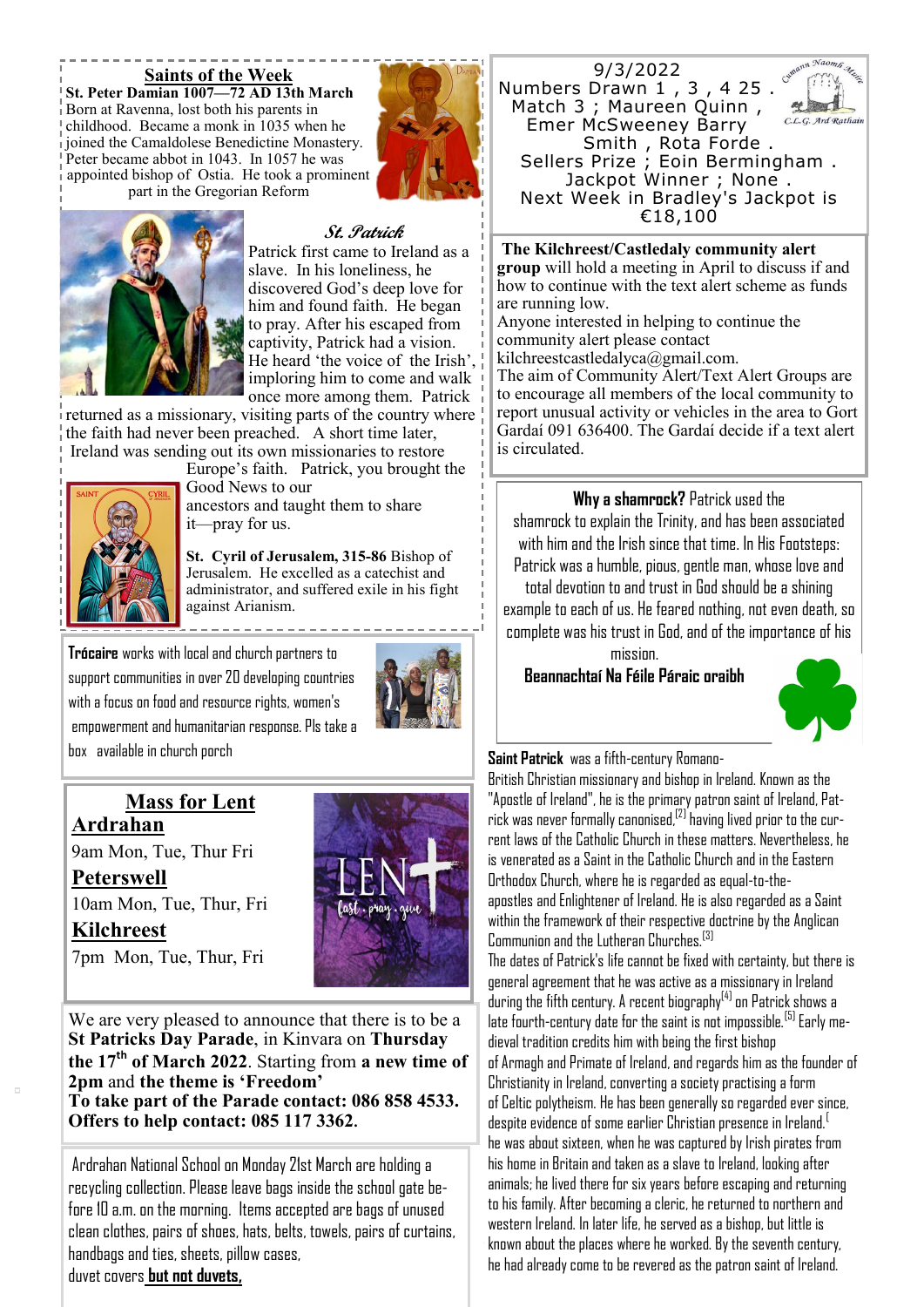## Saints of the Week

**St. Peter Damian 1007—72 AD 13th March**
Born at Ravenna, lost both his parents in childhood. Became a monk in 1035 when he joined the Camaldolese Benedictine Monastery. Peter became abbot in 1043. In 1057 he was appointed bishop of Ostia. He took a prominent part in the Gregorian Reform

### *St. Patrick*

Patrick first came to Ireland as a slave. In his loneliness, he discovered God's deep love for him and found faith. He began to pray. After his escaped from captivity, Patrick had a vision. He heard 'the voice of the Irish', imploring him to come and walk once more among them. Patrick returned as a missionary, visiting parts of the country where the faith had never been preached. A short time later, Ireland was sending out its own missionaries to restore Europe's faith. Patrick, you brought the Good News to our ancestors and taught them to share it—pray for us.

**St. Cyril of Jerusalem, 315-86** Bishop of Jerusalem. He excelled as a catechist and administrator, and suffered exile in his fight against Arianism.

**Trócaire** works with local and church partners to support communities in over 20 developing countries with a focus on food and resource rights, women's empowerment and humanitarian response. Pls take a box available in church porch

## Mass for Lent

**Ardrahan**
9am Mon, Tue, Thur Fri

**Peterswell**
10am Mon, Tue, Thur, Fri

**Kilchreest**
7pm Mon, Tue, Thur, Fri

We are very pleased to announce that there is to be a **St Patricks Day Parade**, in Kinvara on **Thursday the 17th of March 2022**. Starting from **a new time of 2pm** and **the theme is 'Freedom'**
**To take part of the Parade contact: 086 858 4533. Offers to help contact: 085 117 3362.**

Ardrahan National School on Monday 21st March are holding a recycling collection. Please leave bags inside the school gate before 10 a.m. on the morning. Items accepted are bags of unused clean clothes, pairs of shoes, hats, belts, towels, pairs of curtains, handbags and ties, sheets, pillow cases, duvet covers **but not duvets,**

9/3/2022
Numbers Drawn 1 , 3 , 4 25 .
Match 3 ; Maureen Quinn , Emer McSweeney Barry Smith , Rota Forde .
Sellers Prize ; Eoin Bermingham .
Jackpot Winner ; None .
Next Week in Bradley's Jackpot is €18,100

Cumann Naomh Mhuire C.L.G. Ard Rathain

**The Kilchreest/Castledaly community alert group** will hold a meeting in April to discuss if and how to continue with the text alert scheme as funds are running low.
Anyone interested in helping to continue the community alert please contact kilchreestcastledalyca@gmail.com.
The aim of Community Alert/Text Alert Groups are to encourage all members of the local community to report unusual activity or vehicles in the area to Gort Gardaí 091 636400. The Gardaí decide if a text alert is circulated.

**Why a shamrock?** Patrick used the shamrock to explain the Trinity, and has been associated with him and the Irish since that time. In His Footsteps: Patrick was a humble, pious, gentle man, whose love and total devotion to and trust in God should be a shining example to each of us. He feared nothing, not even death, so complete was his trust in God, and of the importance of his mission.

**Beannachtaí Na Féile Páraic oraibh**

**Saint Patrick** was a fifth-century Romano-British Christian missionary and bishop in Ireland. Known as the "Apostle of Ireland", he is the primary patron saint of Ireland, Patrick was never formally canonised,[2] having lived prior to the current laws of the Catholic Church in these matters. Nevertheless, he is venerated as a Saint in the Catholic Church and in the Eastern Orthodox Church, where he is regarded as equal-to-the-apostles and Enlightener of Ireland. He is also regarded as a Saint within the framework of their respective doctrine by the Anglican Communion and the Lutheran Churches.[3]
The dates of Patrick's life cannot be fixed with certainty, but there is general agreement that he was active as a missionary in Ireland during the fifth century. A recent biography[4] on Patrick shows a late fourth-century date for the saint is not impossible.[5] Early medieval tradition credits him with being the first bishop of Armagh and Primate of Ireland, and regards him as the founder of Christianity in Ireland, converting a society practising a form of Celtic polytheism. He has been generally so regarded ever since, despite evidence of some earlier Christian presence in Ireland.[
he was about sixteen, when he was captured by Irish pirates from his home in Britain and taken as a slave to Ireland, looking after animals; he lived there for six years before escaping and returning to his family. After becoming a cleric, he returned to northern and western Ireland. In later life, he served as a bishop, but little is known about the places where he worked. By the seventh century, he had already come to be revered as the patron saint of Ireland.